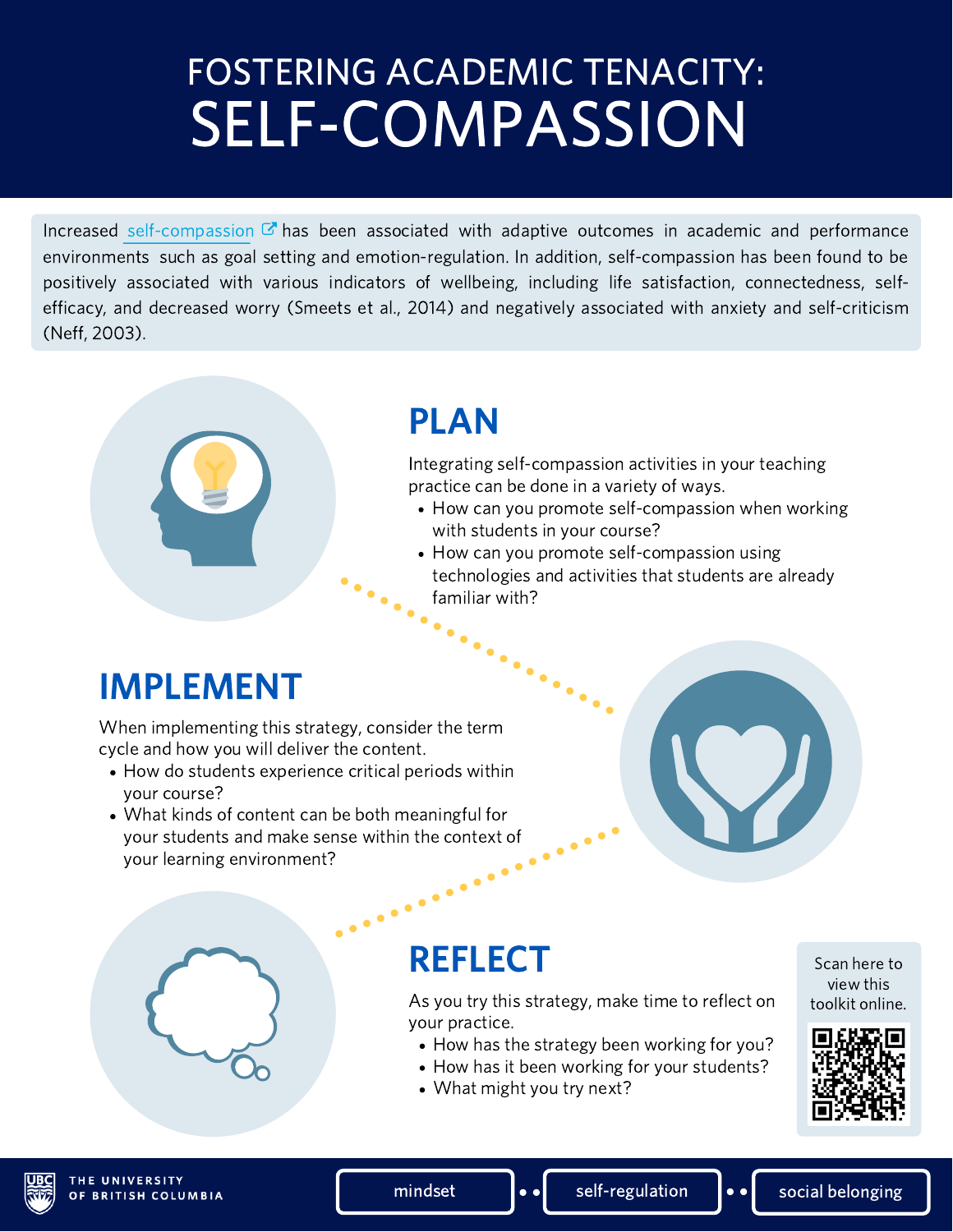# FOSTERING ACADEMIC TENACITY: SELF-COMPASSION

Increased self-compassion has been associated with adaptive outcomes in academic and performance environments such as goal setting and emotion-regulation. In addition, self-compassion has been found to be positively associated with various indicators of wellbeing, including life satisfaction, connectedness, self-efficacy, and decreased worry (Smeets et al., 2014) and negatively associated with anxiety and self-criticism (Neff, 2003).

## PLAN

Integrating self-compassion activities in your teaching practice can be done in a variety of ways.

- How can you promote self-compassion when working with students in your course?
- How can you promote self-compassion using technologies and activities that students are already familiar with?

## IMPLEMENT

When implementing this strategy, consider the term cycle and how you will deliver the content.

- How do students experience critical periods within your course?
- What kinds of content can be both meaningful for your students and make sense within the context of your learning environment?

## REFLECT

As you try this strategy, make time to reflect on your practice.

- How has the strategy been working for you?
- How has it been working for your students?
- What might you try next?

Scan here to view this toolkit online.

THE UNIVERSITY OF BRITISH COLUMBIA

mindset • self-regulation • social belonging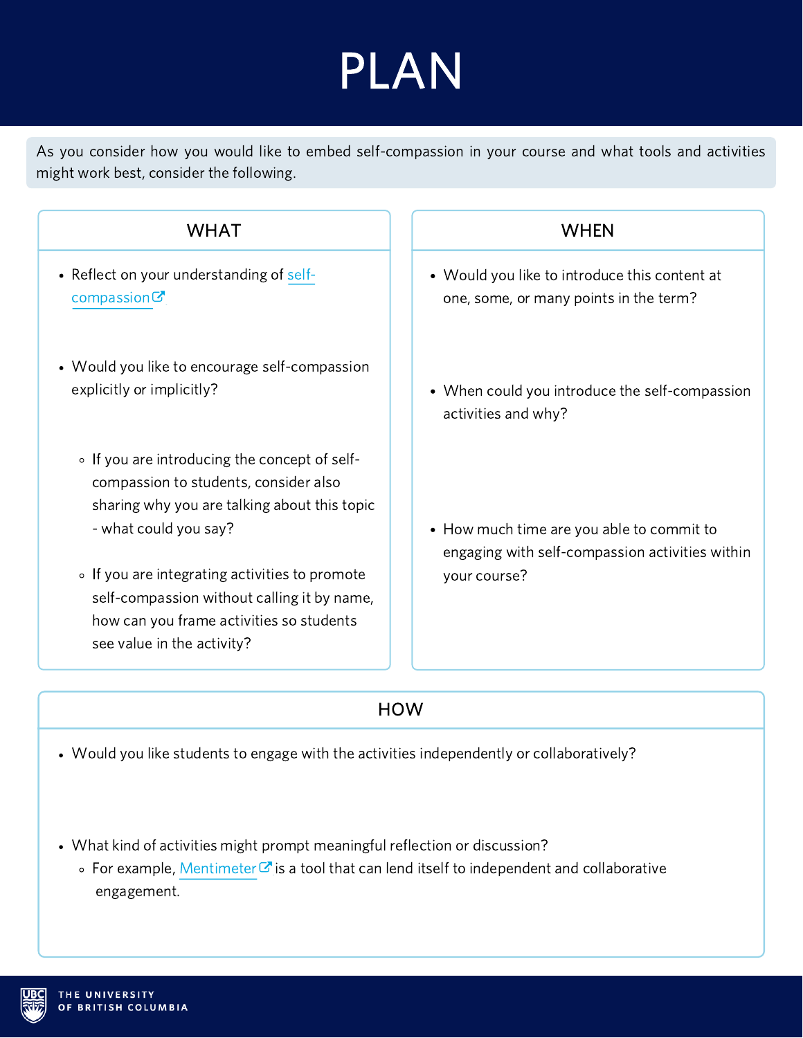# PLAN

As you consider how you would like to embed self-compassion in your course and what tools and activities might work best, consider the following.

## WHAT

- Reflect on your understanding of self-compassion
- Would you like to encourage self-compassion explicitly or implicitly?
    - If you are introducing the concept of self-compassion to students, consider also sharing why you are talking about this topic - what could you say?
    - If you are integrating activities to promote self-compassion without calling it by name, how can you frame activities so students see value in the activity?

## WHEN

- Would you like to introduce this content at one, some, or many points in the term?
- When could you introduce the self-compassion activities and why?
- How much time are you able to commit to engaging with self-compassion activities within your course?

## HOW

- Would you like students to engage with the activities independently or collaboratively?
- What kind of activities might prompt meaningful reflection or discussion?
    - For example, Mentimeter is a tool that can lend itself to independent and collaborative engagement.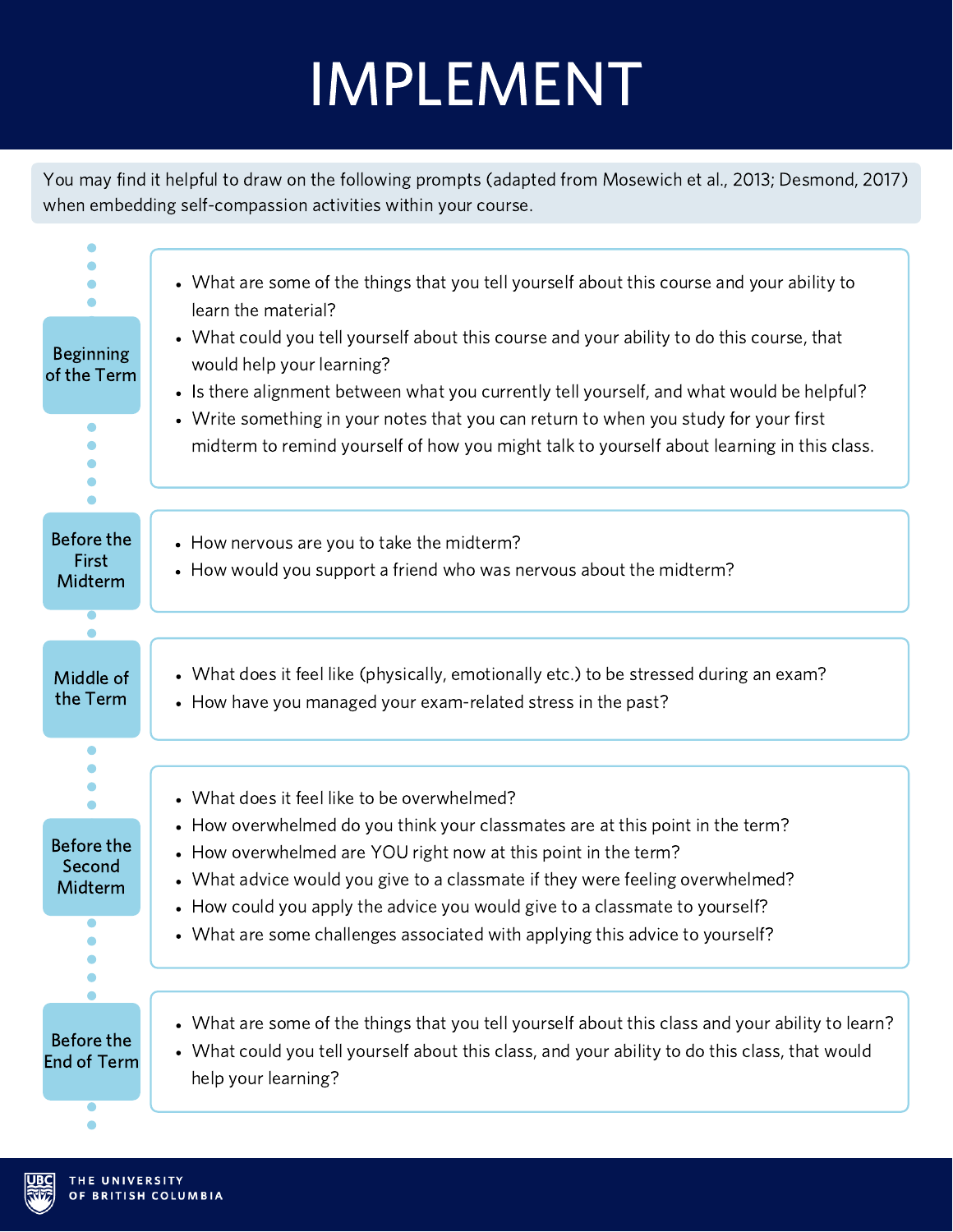# IMPLEMENT

You may find it helpful to draw on the following prompts (adapted from Mosewich et al., 2013; Desmond, 2017) when embedding self-compassion activities within your course.

### Beginning of the Term

- What are some of the things that you tell yourself about this course and your ability to learn the material?
- What could you tell yourself about this course and your ability to do this course, that would help your learning?
- Is there alignment between what you currently tell yourself, and what would be helpful?
- Write something in your notes that you can return to when you study for your first midterm to remind yourself of how you might talk to yourself about learning in this class.

### Before the First Midterm

- How nervous are you to take the midterm?
- How would you support a friend who was nervous about the midterm?

### Middle of the Term

- What does it feel like (physically, emotionally etc.) to be stressed during an exam?
- How have you managed your exam-related stress in the past?

### Before the Second Midterm

- What does it feel like to be overwhelmed?
- How overwhelmed do you think your classmates are at this point in the term?
- How overwhelmed are YOU right now at this point in the term?
- What advice would you give to a classmate if they were feeling overwhelmed?
- How could you apply the advice you would give to a classmate to yourself?
- What are some challenges associated with applying this advice to yourself?

### Before the End of Term

- What are some of the things that you tell yourself about this class and your ability to learn?
- What could you tell yourself about this class, and your ability to do this class, that would help your learning?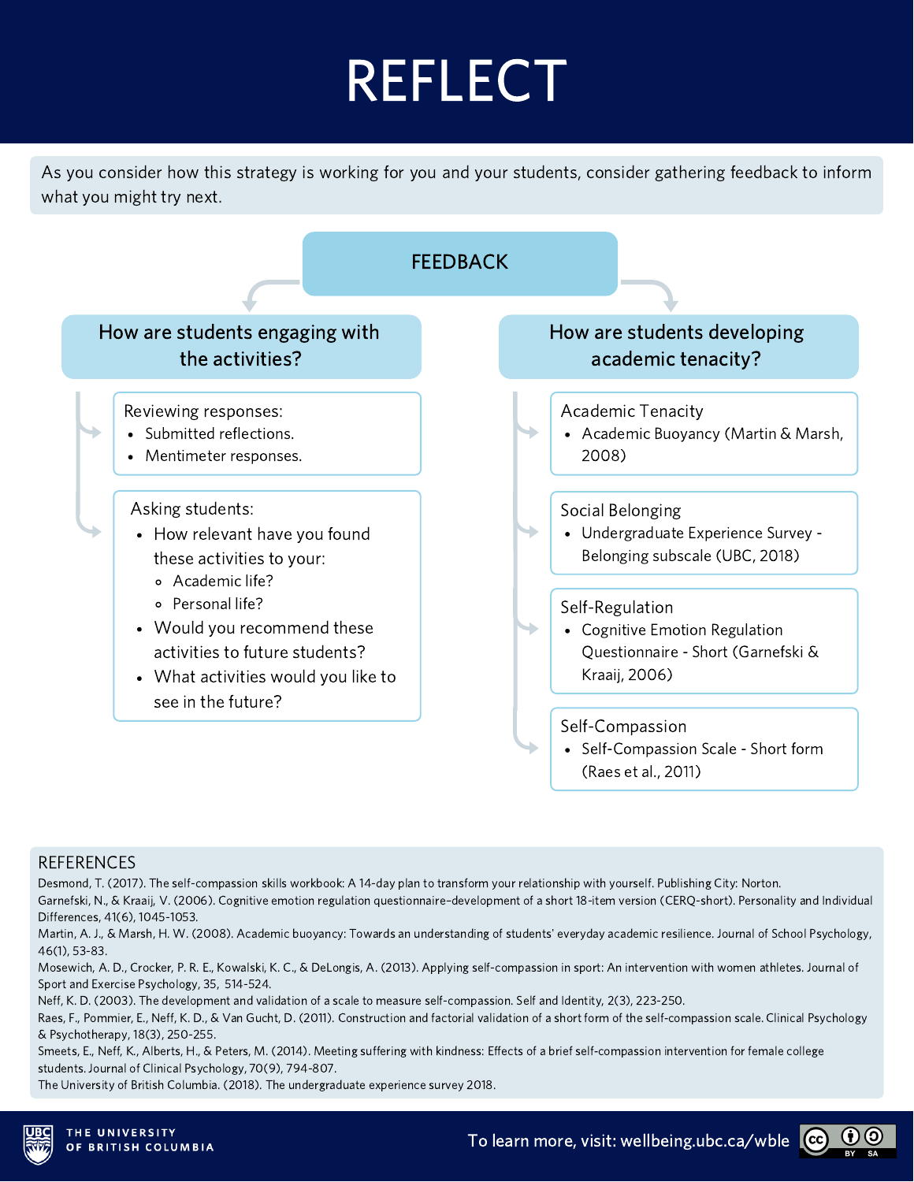# REFLECT

As you consider how this strategy is working for you and your students, consider gathering feedback to inform what you might try next.

## FEEDBACK

### How are students engaging with the activities?

Reviewing responses:

- Submitted reflections.
- Mentimeter responses.

Asking students:

- How relevant have you found these activities to your:
  - Academic life?
  - Personal life?
- Would you recommend these activities to future students?
- What activities would you like to see in the future?

### How are students developing academic tenacity?

Academic Tenacity

- Academic Buoyancy (Martin & Marsh, 2008)

Social Belonging

- Undergraduate Experience Survey - Belonging subscale (UBC, 2018)

Self-Regulation

- Cognitive Emotion Regulation Questionnaire - Short (Garnefski & Kraaij, 2006)

Self-Compassion

- Self-Compassion Scale - Short form (Raes et al., 2011)

## REFERENCES

Desmond, T. (2017). The self-compassion skills workbook: A 14-day plan to transform your relationship with yourself. Publishing City: Norton.

Garnefski, N., & Kraaij, V. (2006). Cognitive emotion regulation questionnaire–development of a short 18-item version (CERQ-short). Personality and Individual Differences, 41(6), 1045-1053.

Martin, A. J., & Marsh, H. W. (2008). Academic buoyancy: Towards an understanding of students' everyday academic resilience. Journal of School Psychology, 46(1), 53-83.

Mosewich, A. D., Crocker, P. R. E., Kowalski, K. C., & DeLongis, A. (2013). Applying self-compassion in sport: An intervention with women athletes. Journal of Sport and Exercise Psychology, 35, 514-524.

Neff, K. D. (2003). The development and validation of a scale to measure self-compassion. Self and Identity, 2(3), 223-250.

Raes, F., Pommier, E., Neff, K. D., & Van Gucht, D. (2011). Construction and factorial validation of a short form of the self-compassion scale. Clinical Psychology & Psychotherapy, 18(3), 250-255.

Smeets, E., Neff, K., Alberts, H., & Peters, M. (2014). Meeting suffering with kindness: Effects of a brief self-compassion intervention for female college students. Journal of Clinical Psychology, 70(9), 794-807.

The University of British Columbia. (2018). The undergraduate experience survey 2018.

THE UNIVERSITY OF BRITISH COLUMBIA

To learn more, visit: wellbeing.ubc.ca/wble